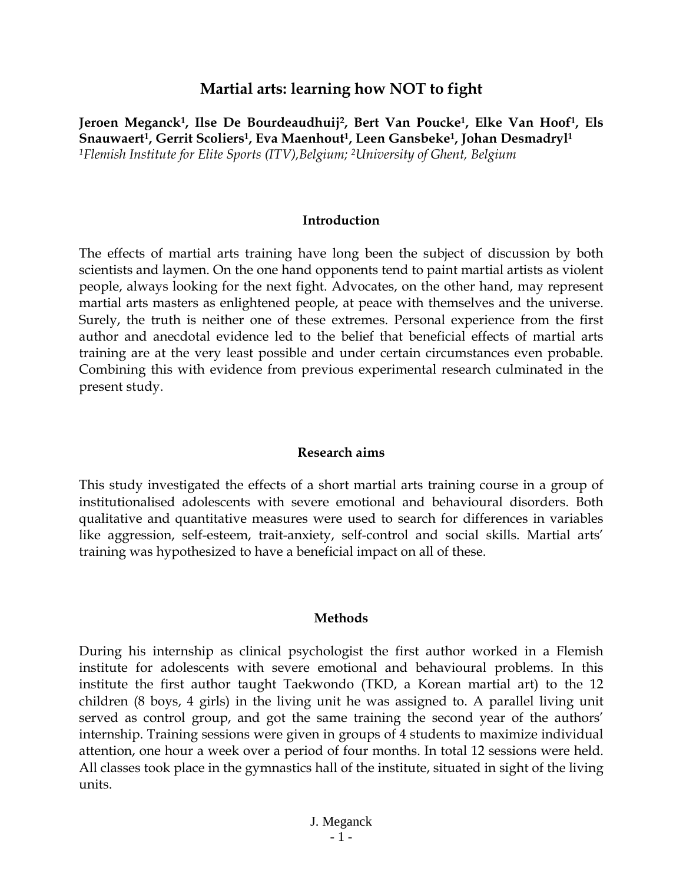# Martial arts: learning how NOT to fight

**Jeroen Meganck[1], Ilse De Bourdeaudhuij[2], Bert Van Poucke[1], Elke Van Hoof[1], Els Snauwaert[1], Gerrit Scoliers[1], Eva Maenhout[1], Leen Gansbeke[1], Johan Desmadryl[1]**

*[1]Flemish Institute for Elite Sports (ITV),Belgium; [2]University of Ghent, Belgium*

## Introduction

The effects of martial arts training have long been the subject of discussion by both scientists and laymen. On the one hand opponents tend to paint martial artists as violent people, always looking for the next fight. Advocates, on the other hand, may represent martial arts masters as enlightened people, at peace with themselves and the universe. Surely, the truth is neither one of these extremes. Personal experience from the first author and anecdotal evidence led to the belief that beneficial effects of martial arts training are at the very least possible and under certain circumstances even probable. Combining this with evidence from previous experimental research culminated in the present study.

## Research aims

This study investigated the effects of a short martial arts training course in a group of institutionalised adolescents with severe emotional and behavioural disorders. Both qualitative and quantitative measures were used to search for differences in variables like aggression, self-esteem, trait-anxiety, self-control and social skills. Martial arts' training was hypothesized to have a beneficial impact on all of these.

## Methods

During his internship as clinical psychologist the first author worked in a Flemish institute for adolescents with severe emotional and behavioural problems. In this institute the first author taught Taekwondo (TKD, a Korean martial art) to the 12 children (8 boys, 4 girls) in the living unit he was assigned to. A parallel living unit served as control group, and got the same training the second year of the authors' internship. Training sessions were given in groups of 4 students to maximize individual attention, one hour a week over a period of four months. In total 12 sessions were held. All classes took place in the gymnastics hall of the institute, situated in sight of the living units.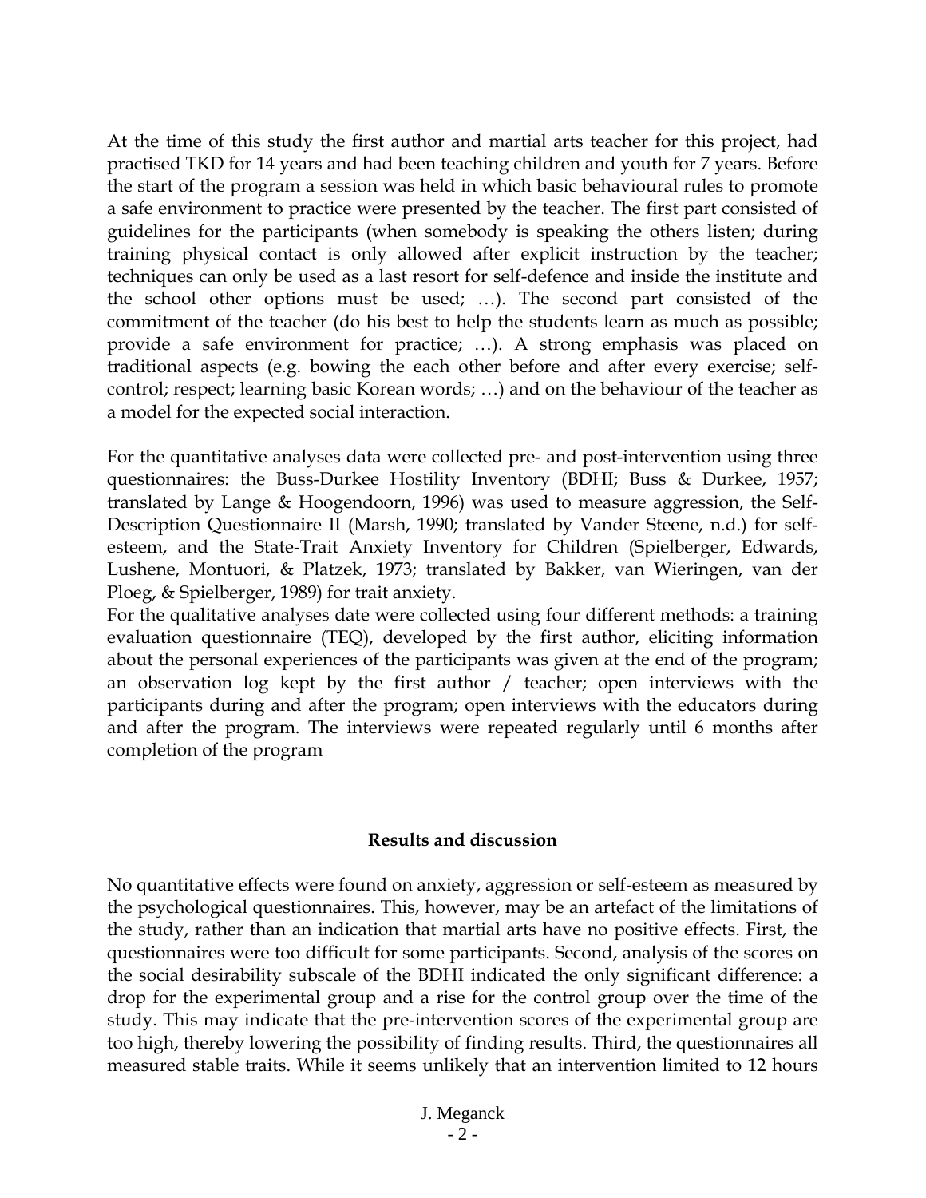At the time of this study the first author and martial arts teacher for this project, had practised TKD for 14 years and had been teaching children and youth for 7 years. Before the start of the program a session was held in which basic behavioural rules to promote a safe environment to practice were presented by the teacher. The first part consisted of guidelines for the participants (when somebody is speaking the others listen; during training physical contact is only allowed after explicit instruction by the teacher; techniques can only be used as a last resort for self-defence and inside the institute and the school other options must be used; …). The second part consisted of the commitment of the teacher (do his best to help the students learn as much as possible; provide a safe environment for practice; …). A strong emphasis was placed on traditional aspects (e.g. bowing the each other before and after every exercise; self-control; respect; learning basic Korean words; …) and on the behaviour of the teacher as a model for the expected social interaction.

For the quantitative analyses data were collected pre- and post-intervention using three questionnaires: the Buss-Durkee Hostility Inventory (BDHI; Buss & Durkee, 1957; translated by Lange & Hoogendoorn, 1996) was used to measure aggression, the Self-Description Questionnaire II (Marsh, 1990; translated by Vander Steene, n.d.) for self-esteem, and the State-Trait Anxiety Inventory for Children (Spielberger, Edwards, Lushene, Montuori, & Platzek, 1973; translated by Bakker, van Wieringen, van der Ploeg, & Spielberger, 1989) for trait anxiety.
For the qualitative analyses date were collected using four different methods: a training evaluation questionnaire (TEQ), developed by the first author, eliciting information about the personal experiences of the participants was given at the end of the program; an observation log kept by the first author / teacher; open interviews with the participants during and after the program; open interviews with the educators during and after the program. The interviews were repeated regularly until 6 months after completion of the program

## Results and discussion

No quantitative effects were found on anxiety, aggression or self-esteem as measured by the psychological questionnaires. This, however, may be an artefact of the limitations of the study, rather than an indication that martial arts have no positive effects. First, the questionnaires were too difficult for some participants. Second, analysis of the scores on the social desirability subscale of the BDHI indicated the only significant difference: a drop for the experimental group and a rise for the control group over the time of the study. This may indicate that the pre-intervention scores of the experimental group are too high, thereby lowering the possibility of finding results. Third, the questionnaires all measured stable traits. While it seems unlikely that an intervention limited to 12 hours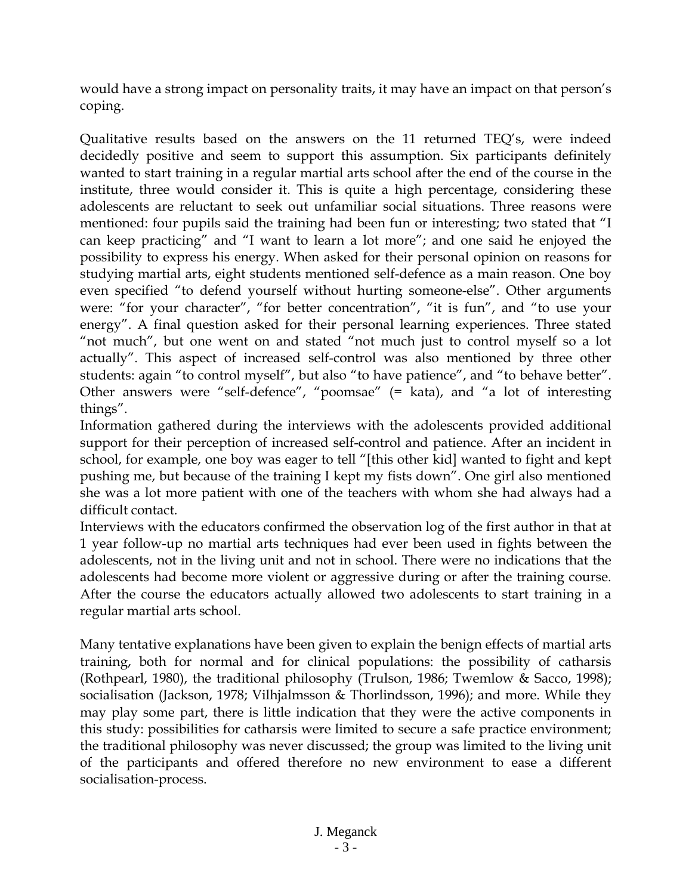would have a strong impact on personality traits, it may have an impact on that person's coping.

Qualitative results based on the answers on the 11 returned TEQ's, were indeed decidedly positive and seem to support this assumption. Six participants definitely wanted to start training in a regular martial arts school after the end of the course in the institute, three would consider it. This is quite a high percentage, considering these adolescents are reluctant to seek out unfamiliar social situations. Three reasons were mentioned: four pupils said the training had been fun or interesting; two stated that "I can keep practicing" and "I want to learn a lot more"; and one said he enjoyed the possibility to express his energy. When asked for their personal opinion on reasons for studying martial arts, eight students mentioned self-defence as a main reason. One boy even specified "to defend yourself without hurting someone-else". Other arguments were: "for your character", "for better concentration", "it is fun", and "to use your energy". A final question asked for their personal learning experiences. Three stated "not much", but one went on and stated "not much just to control myself so a lot actually". This aspect of increased self-control was also mentioned by three other students: again "to control myself", but also "to have patience", and "to behave better". Other answers were "self-defence", "poomsae" (= kata), and "a lot of interesting things".

Information gathered during the interviews with the adolescents provided additional support for their perception of increased self-control and patience. After an incident in school, for example, one boy was eager to tell "[this other kid] wanted to fight and kept pushing me, but because of the training I kept my fists down". One girl also mentioned she was a lot more patient with one of the teachers with whom she had always had a difficult contact.

Interviews with the educators confirmed the observation log of the first author in that at 1 year follow-up no martial arts techniques had ever been used in fights between the adolescents, not in the living unit and not in school. There were no indications that the adolescents had become more violent or aggressive during or after the training course. After the course the educators actually allowed two adolescents to start training in a regular martial arts school.

Many tentative explanations have been given to explain the benign effects of martial arts training, both for normal and for clinical populations: the possibility of catharsis (Rothpearl, 1980), the traditional philosophy (Trulson, 1986; Twemlow & Sacco, 1998); socialisation (Jackson, 1978; Vilhjalmsson & Thorlindsson, 1996); and more. While they may play some part, there is little indication that they were the active components in this study: possibilities for catharsis were limited to secure a safe practice environment; the traditional philosophy was never discussed; the group was limited to the living unit of the participants and offered therefore no new environment to ease a different socialisation-process.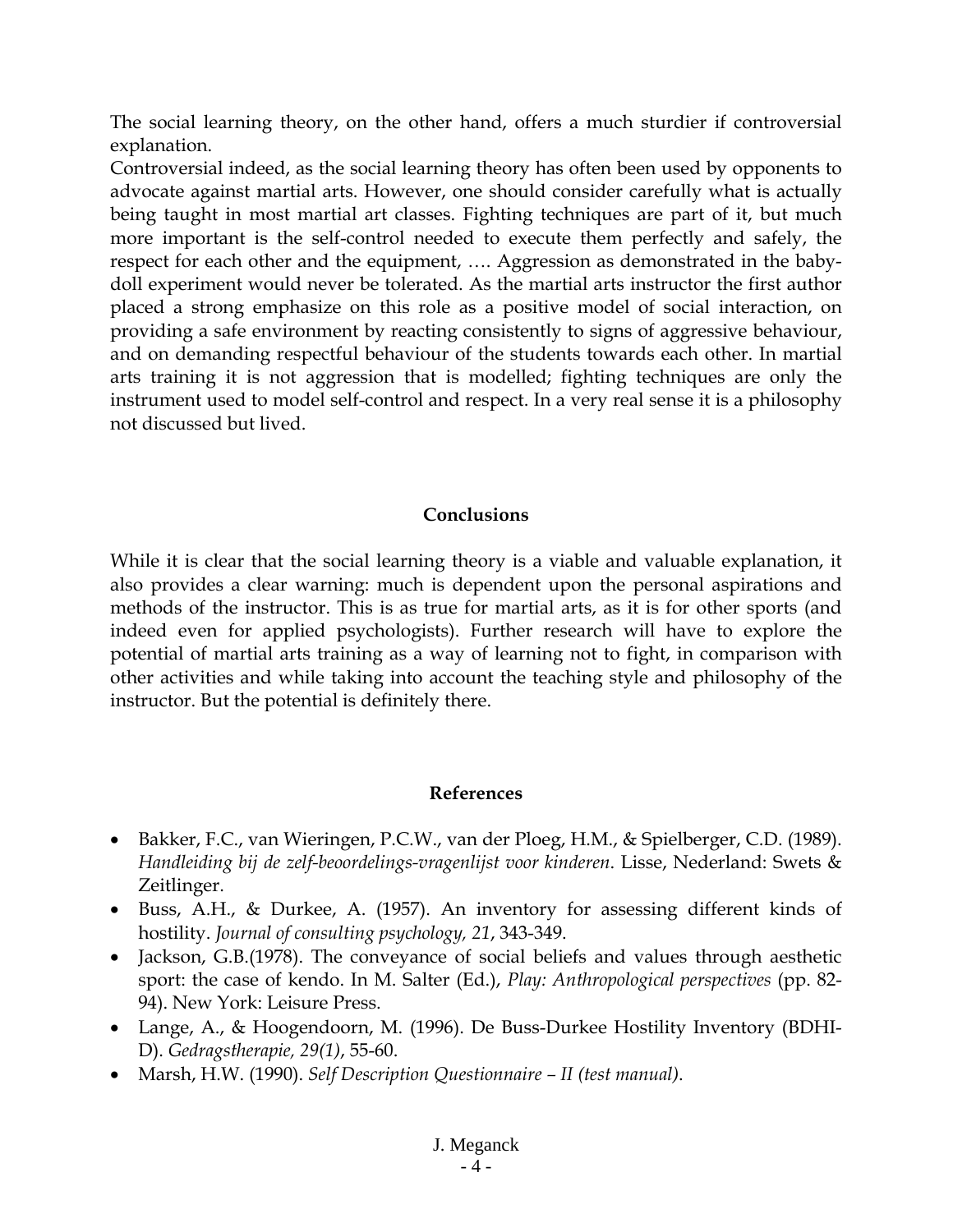The social learning theory, on the other hand, offers a much sturdier if controversial explanation.

Controversial indeed, as the social learning theory has often been used by opponents to advocate against martial arts. However, one should consider carefully what is actually being taught in most martial art classes. Fighting techniques are part of it, but much more important is the self-control needed to execute them perfectly and safely, the respect for each other and the equipment, …. Aggression as demonstrated in the baby-doll experiment would never be tolerated. As the martial arts instructor the first author placed a strong emphasize on this role as a positive model of social interaction, on providing a safe environment by reacting consistently to signs of aggressive behaviour, and on demanding respectful behaviour of the students towards each other. In martial arts training it is not aggression that is modelled; fighting techniques are only the instrument used to model self-control and respect. In a very real sense it is a philosophy not discussed but lived.

## Conclusions

While it is clear that the social learning theory is a viable and valuable explanation, it also provides a clear warning: much is dependent upon the personal aspirations and methods of the instructor. This is as true for martial arts, as it is for other sports (and indeed even for applied psychologists). Further research will have to explore the potential of martial arts training as a way of learning not to fight, in comparison with other activities and while taking into account the teaching style and philosophy of the instructor. But the potential is definitely there.

## References

- Bakker, F.C., van Wieringen, P.C.W., van der Ploeg, H.M., & Spielberger, C.D. (1989). *Handleiding bij de zelf-beoordelings-vragenlijst voor kinderen*. Lisse, Nederland: Swets & Zeitlinger.
- Buss, A.H., & Durkee, A. (1957). An inventory for assessing different kinds of hostility. *Journal of consulting psychology, 21*, 343-349.
- Jackson, G.B.(1978). The conveyance of social beliefs and values through aesthetic sport: the case of kendo. In M. Salter (Ed.), *Play: Anthropological perspectives* (pp. 82-94). New York: Leisure Press.
- Lange, A., & Hoogendoorn, M. (1996). De Buss-Durkee Hostility Inventory (BDHI-D). *Gedragstherapie, 29(1)*, 55-60.
- Marsh, H.W. (1990). *Self Description Questionnaire – II (test manual)*.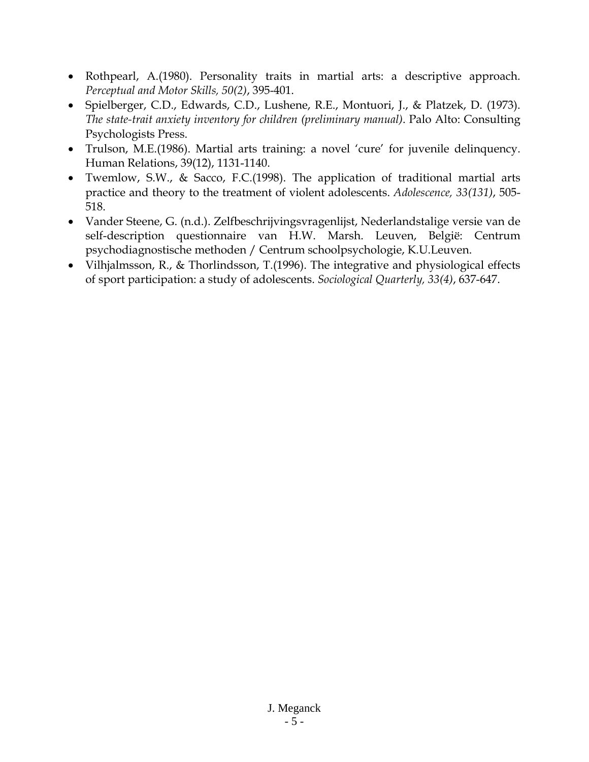- Rothpearl, A.(1980). Personality traits in martial arts: a descriptive approach. *Perceptual and Motor Skills, 50(2)*, 395-401.
- Spielberger, C.D., Edwards, C.D., Lushene, R.E., Montuori, J., & Platzek, D. (1973). *The state-trait anxiety inventory for children (preliminary manual)*. Palo Alto: Consulting Psychologists Press.
- Trulson, M.E.(1986). Martial arts training: a novel 'cure' for juvenile delinquency. Human Relations, 39(12), 1131-1140.
- Twemlow, S.W., & Sacco, F.C.(1998). The application of traditional martial arts practice and theory to the treatment of violent adolescents. *Adolescence, 33(131)*, 505-518.
- Vander Steene, G. (n.d.). Zelfbeschrijvingsvragenlijst, Nederlandstalige versie van de self-description questionnaire van H.W. Marsh. Leuven, België: Centrum psychodiagnostische methoden / Centrum schoolpsychologie, K.U.Leuven.
- Vilhjalmsson, R., & Thorlindsson, T.(1996). The integrative and physiological effects of sport participation: a study of adolescents. *Sociological Quarterly, 33(4)*, 637-647.